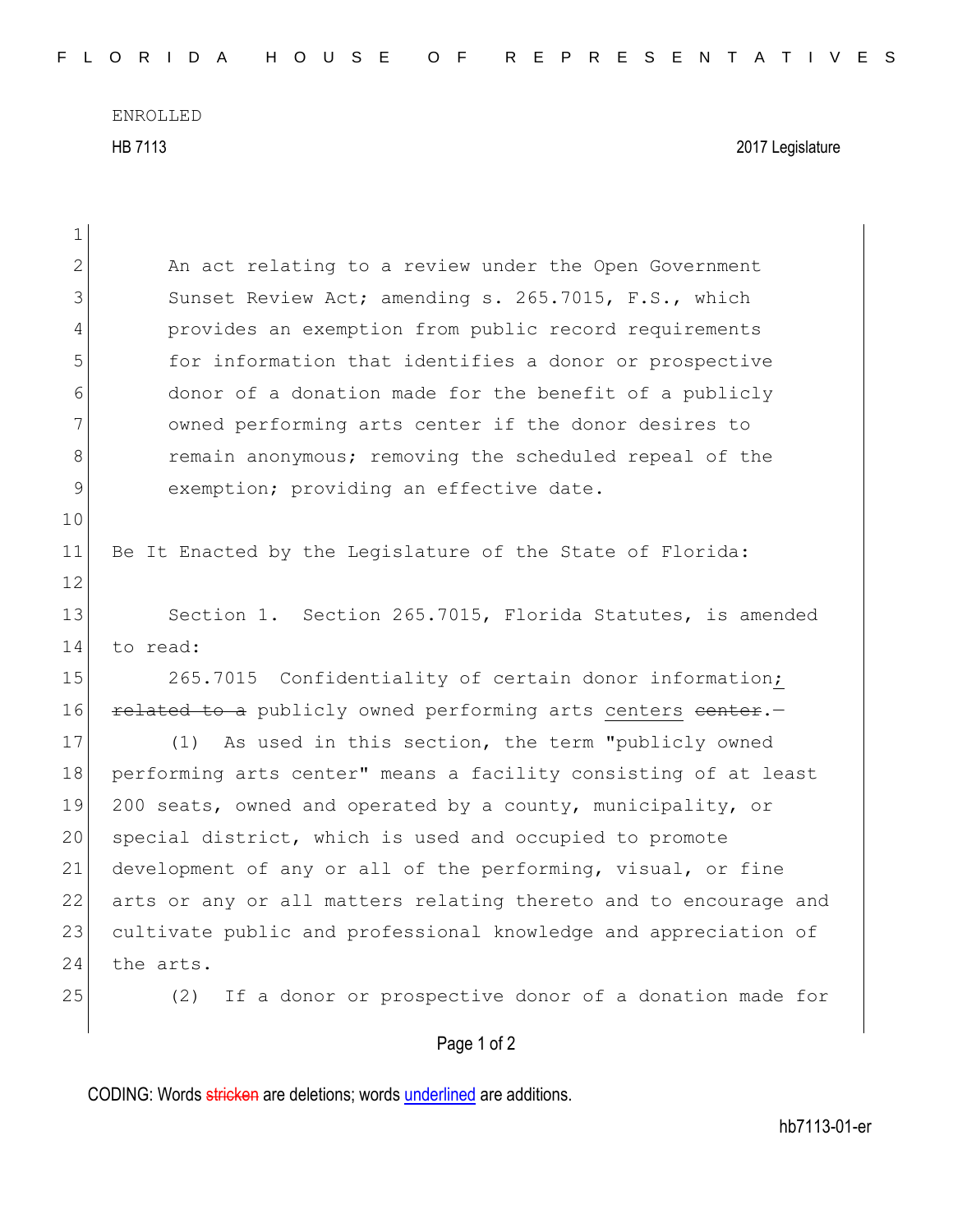ENROLLED

HB 7113 2017 Legislature

An act relating to a review under the Open Government Sunset Review Act; amending s. 265.7015, F.S., which provides an exemption from public record requirements for information that identifies a donor or prospective donor of a donation made for the benefit of a publicly owned performing arts center if the donor desires to remain anonymous; removing the scheduled repeal of the exemption; providing an effective date.

Be It Enacted by the Legislature of the State of Florida:

Section 1. Section 265.7015, Florida Statutes, is amended to read:

265.7015 Confidentiality of certain donor information; ~~related to a~~ publicly owned performing arts centers ~~center~~.—

(1) As used in this section, the term "publicly owned performing arts center" means a facility consisting of at least 200 seats, owned and operated by a county, municipality, or special district, which is used and occupied to promote development of any or all of the performing, visual, or fine arts or any or all matters relating thereto and to encourage and cultivate public and professional knowledge and appreciation of the arts.

(2) If a donor or prospective donor of a donation made for

CODING: Words ~~stricken~~ are deletions; words underlined are additions.

hb7113-01-er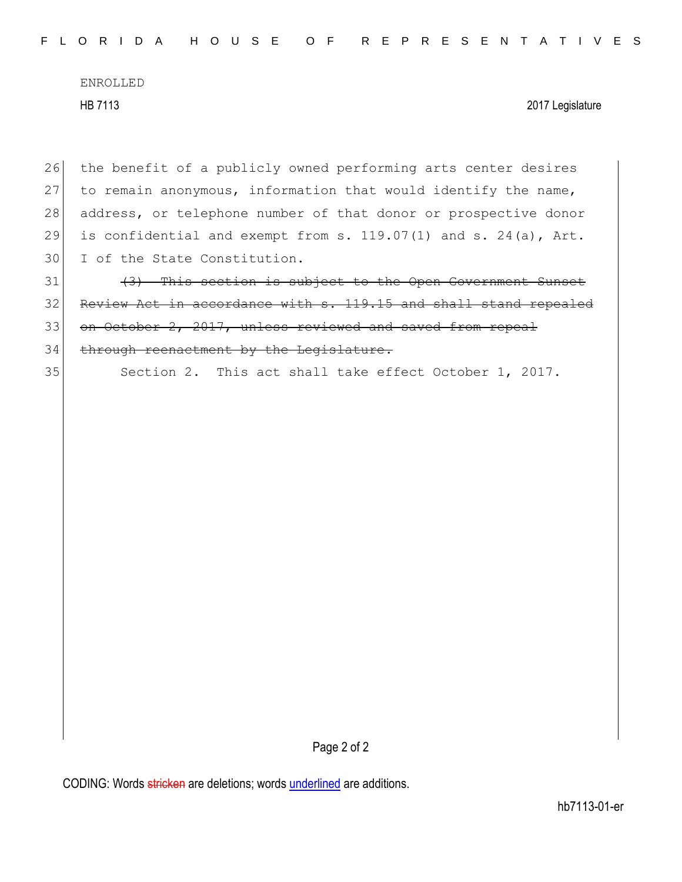ENROLLED

HB 7113 2017 Legislature

26 the benefit of a publicly owned performing arts center desires
27 to remain anonymous, information that would identify the name,
28 address, or telephone number of that donor or prospective donor
29 is confidential and exempt from s. 119.07(1) and s. 24(a), Art.
30 I of the State Constitution.

31 ~~(3) This section is subject to the Open Government Sunset~~
32 ~~Review Act in accordance with s. 119.15 and shall stand repealed~~
33 ~~on October 2, 2017, unless reviewed and saved from repeal~~
34 ~~through reenactment by the Legislature.~~

35 Section 2. This act shall take effect October 1, 2017.

CODING: Words ~~stricken~~ are deletions; words underlined are additions.

hb7113-01-er